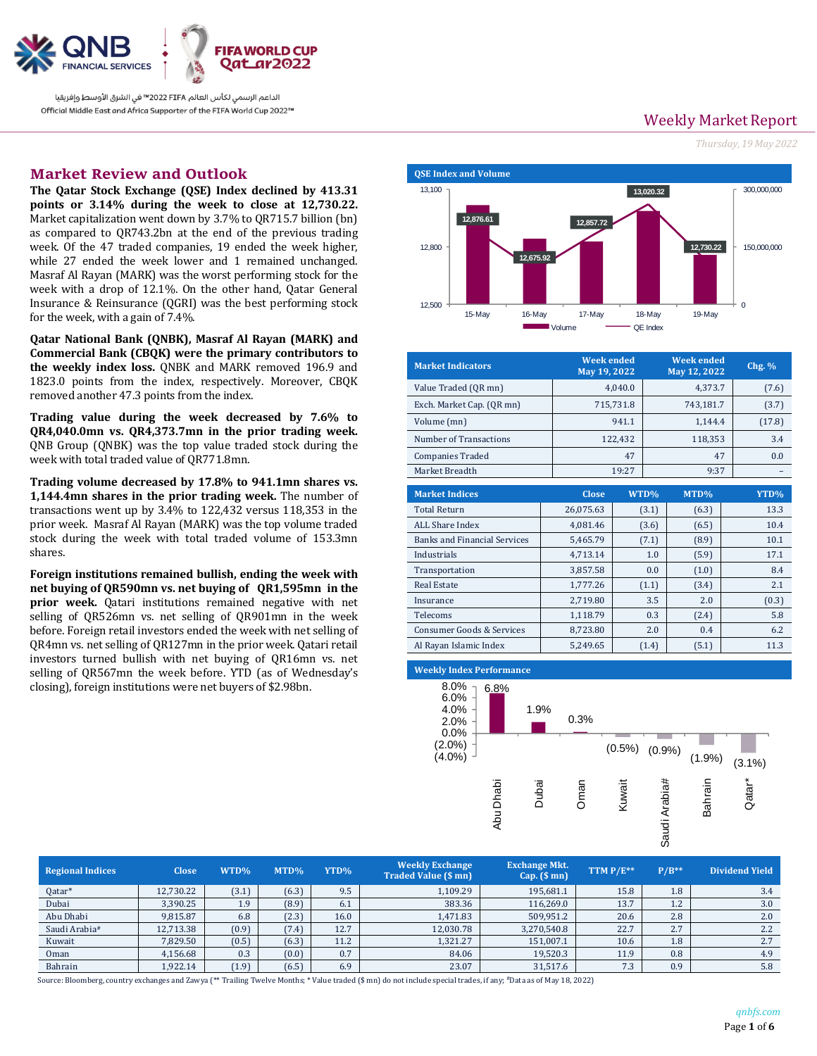QNB FINANCIAL SERVICES | FIFA WORLD CUP Qatar2022

الداعم الرسمي لكأس العالم FIFA 2022™ في الشرق الأوسط وإفريقيا

Official Middle East and Africa Supporter of the FIFA World Cup 2022™

# Weekly Market Report

*Thursday, 19 May 2022*

## Market Review and Outlook

**The Qatar Stock Exchange (QSE) Index declined by 413.31 points or 3.14% during the week to close at 12,730.22.** Market capitalization went down by 3.7% to QR715.7 billion (bn) as compared to QR743.2bn at the end of the previous trading week. Of the 47 traded companies, 19 ended the week higher, while 27 ended the week lower and 1 remained unchanged. Masraf Al Rayan (MARK) was the worst performing stock for the week with a drop of 12.1%. On the other hand, Qatar General Insurance & Reinsurance (QGRI) was the best performing stock for the week, with a gain of 7.4%.

**Qatar National Bank (QNBK), Masraf Al Rayan (MARK) and Commercial Bank (CBQK) were the primary contributors to the weekly index loss.** QNBK and MARK removed 196.9 and 1823.0 points from the index, respectively. Moreover, CBQK removed another 47.3 points from the index.

**Trading value during the week decreased by 7.6% to QR4,040.0mn vs. QR4,373.7mn in the prior trading week.** QNB Group (QNBK) was the top value traded stock during the week with total traded value of QR771.8mn.

**Trading volume decreased by 17.8% to 941.1mn shares vs. 1,144.4mn shares in the prior trading week.** The number of transactions went up by 3.4% to 122,432 versus 118,353 in the prior week. Masraf Al Rayan (MARK) was the top volume traded stock during the week with total traded volume of 153.3mn shares.

**Foreign institutions remained bullish, ending the week with net buying of QR590mn vs. net buying of QR1,595mn in the prior week.** Qatari institutions remained negative with net selling of QR526mn vs. net selling of QR901mn in the week before. Foreign retail investors ended the week with net selling of QR4mn vs. net selling of QR127mn in the prior week. Qatari retail investors turned bullish with net buying of QR16mn vs. net selling of QR567mn the week before. YTD (as of Wednesday's closing), foreign institutions were net buyers of $2.98bn.

### QSE Index and Volume

| Date | QE Index |
|---|---|
| 15-May | 12,876.61 |
| 16-May | 12,675.92 |
| 17-May | 12,857.72 |
| 18-May | 13,020.32 |
| 19-May | 12,730.22 |

| Market Indicators | Week ended May 19, 2022 | Week ended May 12, 2022 | Chg. % |
|---|---|---|---|
| Value Traded (QR mn) | 4,040.0 | 4,373.7 | (7.6) |
| Exch. Market Cap. (QR mn) | 715,731.8 | 743,181.7 | (3.7) |
| Volume (mn) | 941.1 | 1,144.4 | (17.8) |
| Number of Transactions | 122,432 | 118,353 | 3.4 |
| Companies Traded | 47 | 47 | 0.0 |
| Market Breadth | 19:27 | 9:37 | – |

| Market Indices | Close | WTD% | MTD% | YTD% |
|---|---|---|---|---|
| Total Return | 26,075.63 | (3.1) | (6.3) | 13.3 |
| ALL Share Index | 4,081.46 | (3.6) | (6.5) | 10.4 |
| Banks and Financial Services | 5,465.79 | (7.1) | (8.9) | 10.1 |
| Industrials | 4,713.14 | 1.0 | (5.9) | 17.1 |
| Transportation | 3,857.58 | 0.0 | (1.0) | 8.4 |
| Real Estate | 1,777.26 | (1.1) | (3.4) | 2.1 |
| Insurance | 2,719.80 | 3.5 | 2.0 | (0.3) |
| Telecoms | 1,118.79 | 0.3 | (2.4) | 5.8 |
| Consumer Goods & Services | 8,723.80 | 2.0 | 0.4 | 6.2 |
| Al Rayan Islamic Index | 5,249.65 | (1.4) | (5.1) | 11.3 |

### Weekly Index Performance

| Market | Weekly Performance |
|---|---|
| Abu Dhabi | 6.8% |
| Dubai | 1.9% |
| Oman | 0.3% |
| Kuwait | (0.5%) |
| Saudi Arabia# | (0.9%) |
| Bahrain | (1.9%) |
| Qatar* | (3.1%) |

| Regional Indices | Close | WTD% | MTD% | YTD% | Weekly Exchange Traded Value ($ mn) | Exchange Mkt. Cap. ($ mn) | TTM P/E** | P/B** | Dividend Yield |
|---|---|---|---|---|---|---|---|---|---|
| Qatar* | 12,730.22 | (3.1) | (6.3) | 9.5 | 1,109.29 | 195,681.1 | 15.8 | 1.8 | 3.4 |
| Dubai | 3,390.25 | 1.9 | (8.9) | 6.1 | 383.36 | 116,269.0 | 13.7 | 1.2 | 3.0 |
| Abu Dhabi | 9,815.87 | 6.8 | (2.3) | 16.0 | 1,471.83 | 509,951.2 | 20.6 | 2.8 | 2.0 |
| Saudi Arabia# | 12,713.38 | (0.9) | (7.4) | 12.7 | 12,030.78 | 3,270,540.8 | 22.7 | 2.7 | 2.2 |
| Kuwait | 7,829.50 | (0.5) | (6.3) | 11.2 | 1,321.27 | 151,007.1 | 10.6 | 1.8 | 2.7 |
| Oman | 4,156.68 | 0.3 | (0.0) | 0.7 | 84.06 | 19,520.3 | 11.9 | 0.8 | 4.9 |
| Bahrain | 1,922.14 | (1.9) | (6.5) | 6.9 | 23.07 | 31,517.6 | 7.3 | 0.9 | 5.8 |

Source: Bloomberg, country exchanges and Zawya (** Trailing Twelve Months; * Value traded ($ mn) do not include special trades, if any; #Data as of May 18, 2022)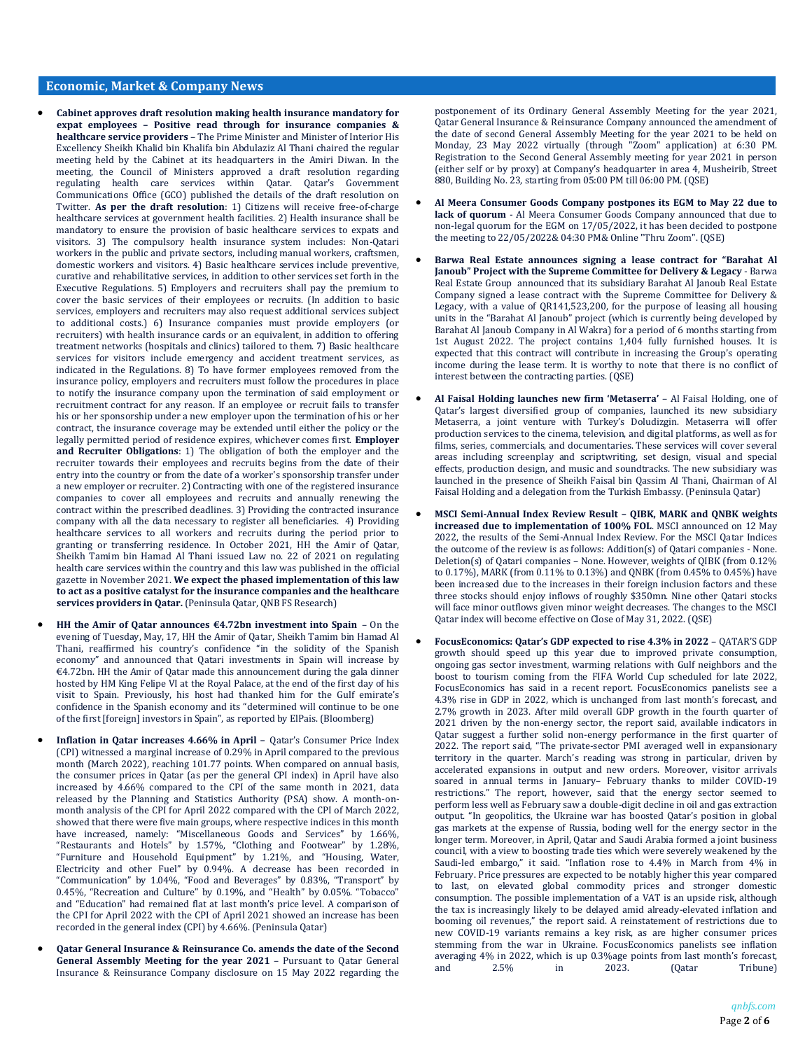## Economic, Market & Company News

- **Cabinet approves draft resolution making health insurance mandatory for expat employees – Positive read through for insurance companies & healthcare service providers** – The Prime Minister and Minister of Interior His Excellency Sheikh Khalid bin Khalifa bin Abdulaziz Al Thani chaired the regular meeting held by the Cabinet at its headquarters in the Amiri Diwan. In the meeting, the Council of Ministers approved a draft resolution regarding regulating health care services within Qatar. Qatar's Government Communications Office (GCO) published the details of the draft resolution on Twitter. **As per the draft resolution**: 1) Citizens will receive free-of-charge healthcare services at government health facilities. 2) Health insurance shall be mandatory to ensure the provision of basic healthcare services to expats and visitors. 3) The compulsory health insurance system includes: Non-Qatari workers in the public and private sectors, including manual workers, craftsmen, domestic workers and visitors. 4) Basic healthcare services include preventive, curative and rehabilitative services, in addition to other services set forth in the Executive Regulations. 5) Employers and recruiters shall pay the premium to cover the basic services of their employees or recruits. (In addition to basic services, employers and recruiters may also request additional services subject to additional costs.) 6) Insurance companies must provide employers (or recruiters) with health insurance cards or an equivalent, in addition to offering treatment networks (hospitals and clinics) tailored to them. 7) Basic healthcare services for visitors include emergency and accident treatment services, as indicated in the Regulations. 8) To have former employees removed from the insurance policy, employers and recruiters must follow the procedures in place to notify the insurance company upon the termination of said employment or recruitment contract for any reason. If an employee or recruit fails to transfer his or her sponsorship under a new employer upon the termination of his or her contract, the insurance coverage may be extended until either the policy or the legally permitted period of residence expires, whichever comes first. **Employer and Recruiter Obligations**: 1) The obligation of both the employer and the recruiter towards their employees and recruits begins from the date of their entry into the country or from the date of a worker's sponsorship transfer under a new employer or recruiter. 2) Contracting with one of the registered insurance companies to cover all employees and recruits and annually renewing the contract within the prescribed deadlines. 3) Providing the contracted insurance company with all the data necessary to register all beneficiaries. 4) Providing healthcare services to all workers and recruits during the period prior to granting or transferring residence. In October 2021, HH the Amir of Qatar, Sheikh Tamim bin Hamad Al Thani issued Law no. 22 of 2021 on regulating health care services within the country and this law was published in the official gazette in November 2021. **We expect the phased implementation of this law to act as a positive catalyst for the insurance companies and the healthcare services providers in Qatar.** (Peninsula Qatar, QNB FS Research)

- **HH the Amir of Qatar announces €4.72bn investment into Spain** – On the evening of Tuesday, May, 17, HH the Amir of Qatar, Sheikh Tamim bin Hamad Al Thani, reaffirmed his country's confidence "in the solidity of the Spanish economy" and announced that Qatari investments in Spain will increase by €4.72bn. HH the Amir of Qatar made this announcement during the gala dinner hosted by HM King Felipe VI at the Royal Palace, at the end of the first day of his visit to Spain. Previously, his host had thanked him for the Gulf emirate's confidence in the Spanish economy and its "determined will continue to be one of the first [foreign] investors in Spain", as reported by ElPais. (Bloomberg)

- **Inflation in Qatar increases 4.66% in April –** Qatar's Consumer Price Index (CPI) witnessed a marginal increase of 0.29% in April compared to the previous month (March 2022), reaching 101.77 points. When compared on annual basis, the consumer prices in Qatar (as per the general CPI index) in April have also increased by 4.66% compared to the CPI of the same month in 2021, data released by the Planning and Statistics Authority (PSA) show. A month-on-month analysis of the CPI for April 2022 compared with the CPI of March 2022, showed that there were five main groups, where respective indices in this month have increased, namely: "Miscellaneous Goods and Services" by 1.66%, "Restaurants and Hotels" by 1.57%, "Clothing and Footwear" by 1.28%, "Furniture and Household Equipment" by 1.21%, and "Housing, Water, Electricity and other Fuel" by 0.94%. A decrease has been recorded in "Communication" by 1.04%, "Food and Beverages" by 0.83%, "Transport" by 0.45%, "Recreation and Culture" by 0.19%, and "Health" by 0.05%. "Tobacco" and "Education" had remained flat at last month's price level. A comparison of the CPI for April 2022 with the CPI of April 2021 showed an increase has been recorded in the general index (CPI) by 4.66%. (Peninsula Qatar)

- **Qatar General Insurance & Reinsurance Co. amends the date of the Second General Assembly Meeting for the year 2021** – Pursuant to Qatar General Insurance & Reinsurance Company disclosure on 15 May 2022 regarding the postponement of its Ordinary General Assembly Meeting for the year 2021, Qatar General Insurance & Reinsurance Company announced the amendment of the date of second General Assembly Meeting for the year 2021 to be held on Monday, 23 May 2022 virtually (through "Zoom" application) at 6:30 PM. Registration to the Second General Assembly meeting for year 2021 in person (either self or by proxy) at Company's headquarter in area 4, Musheirib, Street 880, Building No. 23, starting from 05:00 PM till 06:00 PM. (QSE)

- **Al Meera Consumer Goods Company postpones its EGM to May 22 due to lack of quorum** - Al Meera Consumer Goods Company announced that due to non-legal quorum for the EGM on 17/05/2022, it has been decided to postpone the meeting to 22/05/2022& 04:30 PM& Online "Thru Zoom". (QSE)

- **Barwa Real Estate announces signing a lease contract for "Barahat Al Janoub" Project with the Supreme Committee for Delivery & Legacy** - Barwa Real Estate Group announced that its subsidiary Barahat Al Janoub Real Estate Company signed a lease contract with the Supreme Committee for Delivery & Legacy, with a value of QR141,523,200, for the purpose of leasing all housing units in the "Barahat Al Janoub" project (which is currently being developed by Barahat Al Janoub Company in Al Wakra) for a period of 6 months starting from 1st August 2022. The project contains 1,404 fully furnished houses. It is expected that this contract will contribute in increasing the Group's operating income during the lease term. It is worthy to note that there is no conflict of interest between the contracting parties. (QSE)

- **Al Faisal Holding launches new firm 'Metaserra'** – Al Faisal Holding, one of Qatar's largest diversified group of companies, launched its new subsidiary Metaserra, a joint venture with Turkey's Doludizgin. Metaserra will offer production services to the cinema, television, and digital platforms, as well as for films, series, commercials, and documentaries. These services will cover several areas including screenplay and scriptwriting, set design, visual and special effects, production design, and music and soundtracks. The new subsidiary was launched in the presence of Sheikh Faisal bin Qassim Al Thani, Chairman of Al Faisal Holding and a delegation from the Turkish Embassy. (Peninsula Qatar)

- **MSCI Semi-Annual Index Review Result – QIBK, MARK and QNBK weights increased due to implementation of 100% FOL**. MSCI announced on 12 May 2022, the results of the Semi-Annual Index Review. For the MSCI Qatar Indices the outcome of the review is as follows: Addition(s) of Qatari companies - None. Deletion(s) of Qatari companies – None. However, weights of QIBK (from 0.12% to 0.17%), MARK (from 0.11% to 0.13%) and QNBK (from 0.45% to 0.45%) have been increased due to the increases in their foreign inclusion factors and these three stocks should enjoy inflows of roughly $350mn. Nine other Qatari stocks will face minor outflows given minor weight decreases. The changes to the MSCI Qatar index will become effective on Close of May 31, 2022. (QSE)

- **FocusEconomics: Qatar's GDP expected to rise 4.3% in 2022** – QATAR'S GDP growth should speed up this year due to improved private consumption, ongoing gas sector investment, warming relations with Gulf neighbors and the boost to tourism coming from the FIFA World Cup scheduled for late 2022, FocusEconomics has said in a recent report. FocusEconomics panelists see a 4.3% rise in GDP in 2022, which is unchanged from last month's forecast, and 2.7% growth in 2023. After mild overall GDP growth in the fourth quarter of 2021 driven by the non-energy sector, the report said, available indicators in Qatar suggest a further solid non-energy performance in the first quarter of 2022. The report said, "The private-sector PMI averaged well in expansionary territory in the quarter. March's reading was strong in particular, driven by accelerated expansions in output and new orders. Moreover, visitor arrivals soared in annual terms in January– February thanks to milder COVID-19 restrictions." The report, however, said that the energy sector seemed to perform less well as February saw a double-digit decline in oil and gas extraction output. "In geopolitics, the Ukraine war has boosted Qatar's position in global gas markets at the expense of Russia, boding well for the energy sector in the longer term. Moreover, in April, Qatar and Saudi Arabia formed a joint business council, with a view to boosting trade ties which were severely weakened by the Saudi-led embargo," it said. "Inflation rose to 4.4% in March from 4% in February. Price pressures are expected to be notably higher this year compared to last, on elevated global commodity prices and stronger domestic consumption. The possible implementation of a VAT is an upside risk, although the tax is increasingly likely to be delayed amid already-elevated inflation and booming oil revenues," the report said. A reinstatement of restrictions due to new COVID-19 variants remains a key risk, as are higher consumer prices stemming from the war in Ukraine. FocusEconomics panelists see inflation averaging 4% in 2022, which is up 0.3%age points from last month's forecast, and 2.5% in 2023. (Qatar Tribune)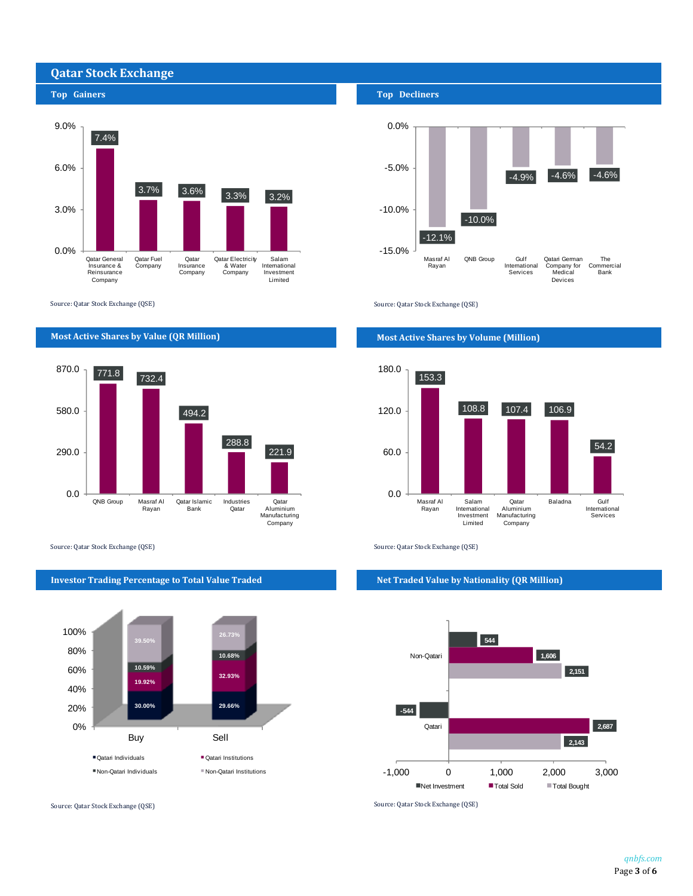# Qatar Stock Exchange

## Top Gainers

| Company | Change |
| --- | --- |
| Qatar General Insurance & Reinsurance Company | 7.4% |
| Qatar Fuel Company | 3.7% |
| Qatar Insurance Company | 3.6% |
| Qatar Electricity & Water Company | 3.3% |
| Salam International Investment Limited | 3.2% |

Source: Qatar Stock Exchange (QSE)

## Top Decliners

| Company | Change |
| --- | --- |
| Masraf Al Rayan | -12.1% |
| QNB Group | -10.0% |
| Gulf International Services | -4.9% |
| Qatari German Company for Medical Devices | -4.6% |
| The Commercial Bank | -4.6% |

Source: Qatar Stock Exchange (QSE)

## Most Active Shares by Value (QR Million)

| Company | Value |
| --- | --- |
| QNB Group | 771.8 |
| Masraf Al Rayan | 732.4 |
| Qatar Islamic Bank | 494.2 |
| Industries Qatar | 288.8 |
| Qatar Aluminium Manufacturing Company | 221.9 |

Source: Qatar Stock Exchange (QSE)

## Most Active Shares by Volume (Million)

| Company | Volume |
| --- | --- |
| Masraf Al Rayan | 153.3 |
| Salam International Investment Limited | 108.8 |
| Qatar Aluminium Manufacturing Company | 107.4 |
| Baladna | 106.9 |
| Gulf International Services | 54.2 |

Source: Qatar Stock Exchange (QSE)

## Investor Trading Percentage to Total Value Traded

| | Buy | Sell |
| --- | --- | --- |
| Qatari Individuals | 30.00% | 29.66% |
| Qatari Institutions | 19.92% | 32.93% |
| Non-Qatari Individuals | 10.59% | 10.68% |
| Non-Qatari Institutions | 39.50% | 26.73% |

Source: Qatar Stock Exchange (QSE)

## Net Traded Value by Nationality (QR Million)

| | Net Investment | Total Sold | Total Bought |
| --- | --- | --- | --- |
| Non-Qatari | 544 | 1,606 | 2,151 |
| Qatari | -544 | 2,687 | 2,143 |

Source: Qatar Stock Exchange (QSE)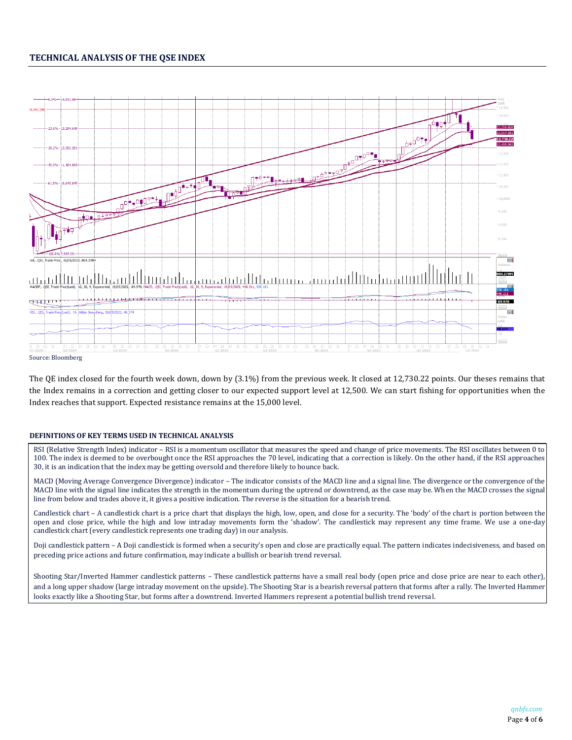## TECHNICAL ANALYSIS OF THE QSE INDEX

Source: Bloomberg

The QE index closed for the fourth week down, down by (3.1%) from the previous week. It closed at 12,730.22 points. Our theses remains that the Index remains in a correction and getting closer to our expected support level at 12,500. We can start fishing for opportunities when the Index reaches that support. Expected resistance remains at the 15,000 level.

#### DEFINITIONS OF KEY TERMS USED IN TECHNICAL ANALYSIS

RSI (Relative Strength Index) indicator – RSI is a momentum oscillator that measures the speed and change of price movements. The RSI oscillates between 0 to 100. The index is deemed to be overbought once the RSI approaches the 70 level, indicating that a correction is likely. On the other hand, if the RSI approaches 30, it is an indication that the index may be getting oversold and therefore likely to bounce back.

MACD (Moving Average Convergence Divergence) indicator – The indicator consists of the MACD line and a signal line. The divergence or the convergence of the MACD line with the signal line indicates the strength in the momentum during the uptrend or downtrend, as the case may be. When the MACD crosses the signal line from below and trades above it, it gives a positive indication. The reverse is the situation for a bearish trend.

Candlestick chart – A candlestick chart is a price chart that displays the high, low, open, and close for a security. The 'body' of the chart is portion between the open and close price, while the high and low intraday movements form the 'shadow'. The candlestick may represent any time frame. We use a one-day candlestick chart (every candlestick represents one trading day) in our analysis.

Doji candlestick pattern – A Doji candlestick is formed when a security's open and close are practically equal. The pattern indicates indecisiveness, and based on preceding price actions and future confirmation, may indicate a bullish or bearish trend reversal.

Shooting Star/Inverted Hammer candlestick patterns – These candlestick patterns have a small real body (open price and close price are near to each other), and a long upper shadow (large intraday movement on the upside). The Shooting Star is a bearish reversal pattern that forms after a rally. The Inverted Hammer looks exactly like a Shooting Star, but forms after a downtrend. Inverted Hammers represent a potential bullish trend reversal.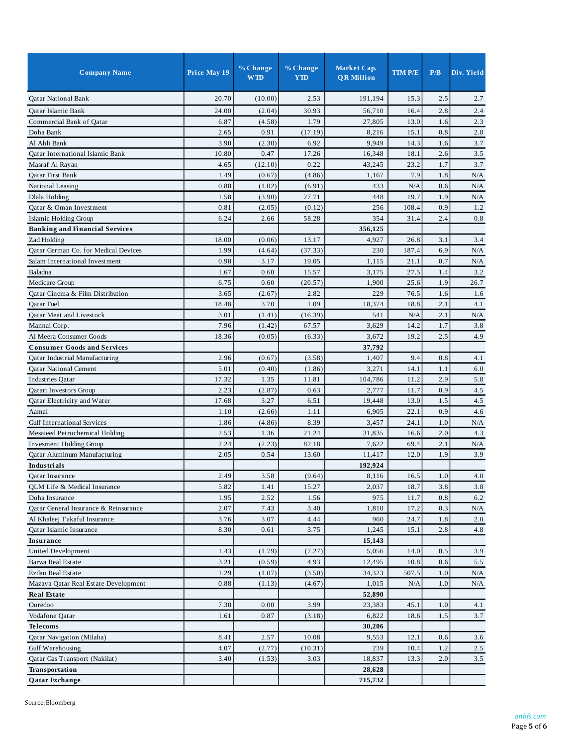| Company Name | Price May 19 | % Change WTD | % Change YTD | Market Cap. QR Million | TTM P/E | P/B | Div. Yield |
|---|---|---|---|---|---|---|---|
| Qatar National Bank | 20.70 | (10.00) | 2.53 | 191,194 | 15.3 | 2.5 | 2.7 |
| Qatar Islamic Bank | 24.00 | (2.04) | 30.93 | 56,710 | 16.4 | 2.8 | 2.4 |
| Commercial Bank of Qatar | 6.87 | (4.58) | 1.79 | 27,805 | 13.0 | 1.6 | 2.3 |
| Doha Bank | 2.65 | 0.91 | (17.19) | 8,216 | 15.1 | 0.8 | 2.8 |
| Al Ahli Bank | 3.90 | (2.30) | 6.92 | 9,949 | 14.3 | 1.6 | 3.7 |
| Qatar International Islamic Bank | 10.80 | 0.47 | 17.26 | 16,348 | 18.1 | 2.6 | 3.5 |
| Masraf Al Rayan | 4.65 | (12.10) | 0.22 | 43,245 | 23.2 | 1.7 | 3.7 |
| Qatar First Bank | 1.49 | (0.67) | (4.86) | 1,167 | 7.9 | 1.8 | N/A |
| National Leasing | 0.88 | (1.02) | (6.91) | 433 | N/A | 0.6 | N/A |
| Dlala Holding | 1.58 | (3.90) | 27.71 | 448 | 19.7 | 1.9 | N/A |
| Qatar & Oman Investment | 0.81 | (2.05) | (0.12) | 256 | 108.4 | 0.9 | 1.2 |
| Islamic Holding Group | 6.24 | 2.66 | 58.28 | 354 | 31.4 | 2.4 | 0.8 |
| **Banking and Financial Services** | | | | **356,125** | | | |
| Zad Holding | 18.00 | (0.06) | 13.17 | 4,927 | 26.8 | 3.1 | 3.4 |
| Qatar German Co. for Medical Devices | 1.99 | (4.64) | (37.33) | 230 | 187.4 | 6.9 | N/A |
| Salam International Investment | 0.98 | 3.17 | 19.05 | 1,115 | 21.1 | 0.7 | N/A |
| Baladna | 1.67 | 0.60 | 15.57 | 3,175 | 27.5 | 1.4 | 3.2 |
| Medicare Group | 6.75 | 0.60 | (20.57) | 1,900 | 25.6 | 1.9 | 26.7 |
| Qatar Cinema & Film Distribution | 3.65 | (2.67) | 2.82 | 229 | 76.5 | 1.6 | 1.6 |
| Qatar Fuel | 18.48 | 3.70 | 1.09 | 18,374 | 18.8 | 2.1 | 4.1 |
| Qatar Meat and Livestock | 3.01 | (1.41) | (16.39) | 541 | N/A | 2.1 | N/A |
| Mannai Corp. | 7.96 | (1.42) | 67.57 | 3,629 | 14.2 | 1.7 | 3.8 |
| Al Meera Consumer Goods | 18.36 | (0.05) | (6.33) | 3,672 | 19.2 | 2.5 | 4.9 |
| **Consumer Goods and Services** | | | | **37,792** | | | |
| Qatar Industrial Manufacturing | 2.96 | (0.67) | (3.58) | 1,407 | 9.4 | 0.8 | 4.1 |
| Qatar National Cement | 5.01 | (0.40) | (1.86) | 3,271 | 14.1 | 1.1 | 6.0 |
| Industries Qatar | 17.32 | 1.35 | 11.81 | 104,786 | 11.2 | 2.9 | 5.8 |
| Qatari Investors Group | 2.23 | (2.87) | 0.63 | 2,777 | 11.7 | 0.9 | 4.5 |
| Qatar Electricity and Water | 17.68 | 3.27 | 6.51 | 19,448 | 13.0 | 1.5 | 4.5 |
| Aamal | 1.10 | (2.66) | 1.11 | 6,905 | 22.1 | 0.9 | 4.6 |
| Gulf International Services | 1.86 | (4.86) | 8.39 | 3,457 | 24.1 | 1.0 | N/A |
| Mesaieed Petrochemical Holding | 2.53 | 1.36 | 21.24 | 31,835 | 16.6 | 2.0 | 4.3 |
| Invesment Holding Group | 2.24 | (2.23) | 82.18 | 7,622 | 69.4 | 2.1 | N/A |
| Qatar Aluminum Manufacturing | 2.05 | 0.54 | 13.60 | 11,417 | 12.0 | 1.9 | 3.9 |
| **Industrials** | | | | **192,924** | | | |
| Qatar Insurance | 2.49 | 3.58 | (9.64) | 8,116 | 16.5 | 1.0 | 4.0 |
| QLM Life & Medical Insurance | 5.82 | 1.41 | 15.27 | 2,037 | 18.7 | 3.8 | 3.8 |
| Doha Insurance | 1.95 | 2.52 | 1.56 | 975 | 11.7 | 0.8 | 6.2 |
| Qatar General Insurance & Reinsurance | 2.07 | 7.43 | 3.40 | 1,810 | 17.2 | 0.3 | N/A |
| Al Khaleej Takaful Insurance | 3.76 | 3.07 | 4.44 | 960 | 24.7 | 1.8 | 2.0 |
| Qatar Islamic Insurance | 8.30 | 0.61 | 3.75 | 1,245 | 15.1 | 2.8 | 4.8 |
| **Insurance** | | | | **15,143** | | | |
| United Development | 1.43 | (1.79) | (7.27) | 5,056 | 14.0 | 0.5 | 3.9 |
| Barwa Real Estate | 3.21 | (0.59) | 4.93 | 12,495 | 10.8 | 0.6 | 5.5 |
| Ezdan Real Estate | 1.29 | (1.07) | (3.50) | 34,323 | 507.5 | 1.0 | N/A |
| Mazaya Qatar Real Estate Development | 0.88 | (1.13) | (4.67) | 1,015 | N/A | 1.0 | N/A |
| **Real Estate** | | | | **52,890** | | | |
| Ooredoo | 7.30 | 0.00 | 3.99 | 23,383 | 45.1 | 1.0 | 4.1 |
| Vodafone Qatar | 1.61 | 0.87 | (3.18) | 6,822 | 18.6 | 1.5 | 3.7 |
| **Telecoms** | | | | **30,206** | | | |
| Qatar Navigation (Milaha) | 8.41 | 2.57 | 10.08 | 9,553 | 12.1 | 0.6 | 3.6 |
| Gulf Warehousing | 4.07 | (2.77) | (10.31) | 239 | 10.4 | 1.2 | 2.5 |
| Qatar Gas Transport (Nakilat) | 3.40 | (1.53) | 3.03 | 18,837 | 13.3 | 2.0 | 3.5 |
| **Transportation** | | | | **28,628** | | | |
| **Qatar Exchange** | | | | **715,732** | | | |

Source: Bloomberg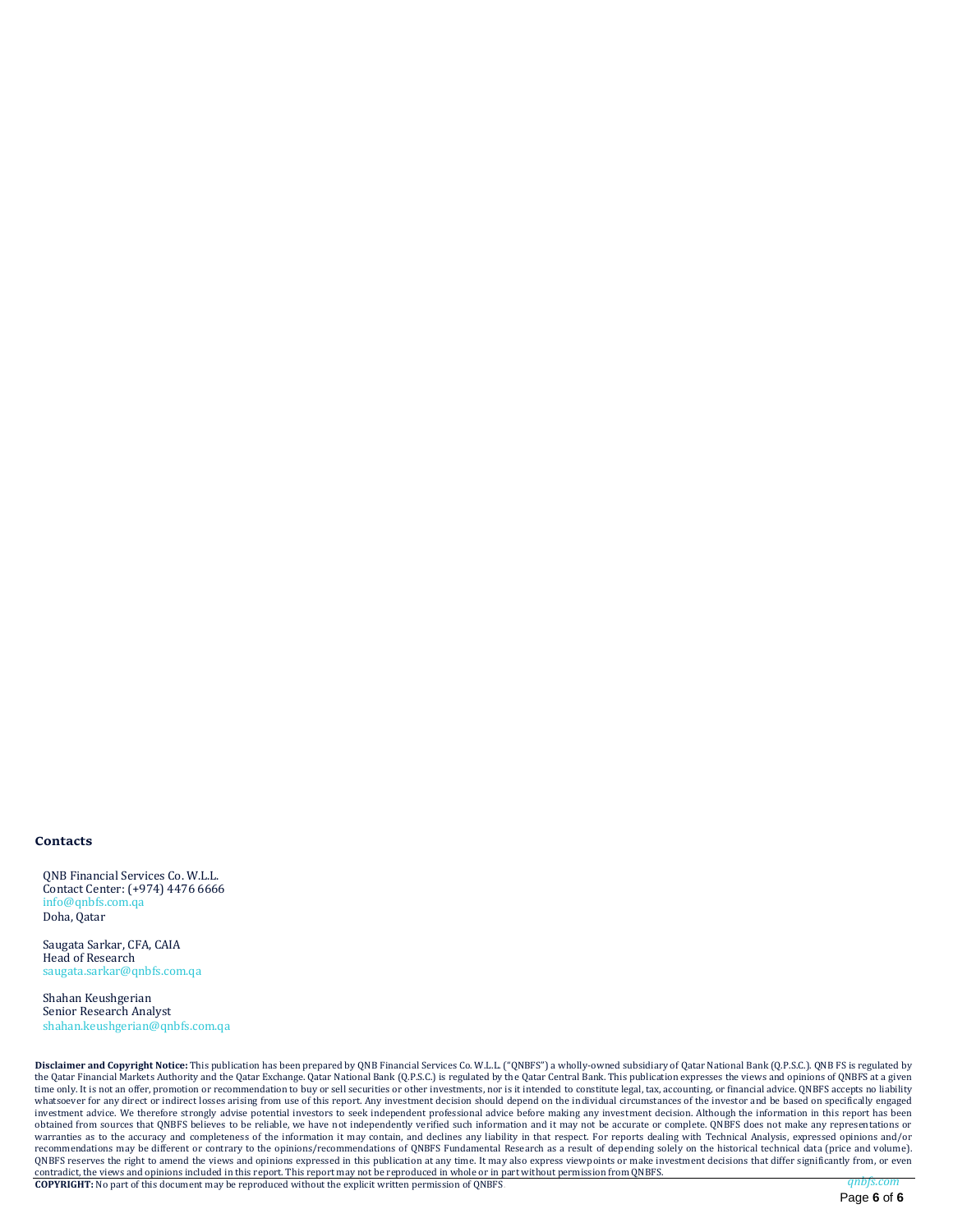### Contacts

QNB Financial Services Co. W.L.L.
Contact Center: (+974) 4476 6666
info@qnbfs.com.qa
Doha, Qatar

Saugata Sarkar, CFA, CAIA
Head of Research
saugata.sarkar@qnbfs.com.qa

Shahan Keushgerian
Senior Research Analyst
shahan.keushgerian@qnbfs.com.qa

**Disclaimer and Copyright Notice:** This publication has been prepared by QNB Financial Services Co. W.L.L. ("QNBFS") a wholly-owned subsidiary of Qatar National Bank (Q.P.S.C.). QNB FS is regulated by the Qatar Financial Markets Authority and the Qatar Exchange. Qatar National Bank (Q.P.S.C.) is regulated by the Qatar Central Bank. This publication expresses the views and opinions of QNBFS at a given time only. It is not an offer, promotion or recommendation to buy or sell securities or other investments, nor is it intended to constitute legal, tax, accounting, or financial advice. QNBFS accepts no liability whatsoever for any direct or indirect losses arising from use of this report. Any investment decision should depend on the individual circumstances of the investor and be based on specifically engaged investment advice. We therefore strongly advise potential investors to seek independent professional advice before making any investment decision. Although the information in this report has been obtained from sources that QNBFS believes to be reliable, we have not independently verified such information and it may not be accurate or complete. QNBFS does not make any representations or warranties as to the accuracy and completeness of the information it may contain, and declines any liability in that respect. For reports dealing with Technical Analysis, expressed opinions and/or recommendations may be different or contrary to the opinions/recommendations of QNBFS Fundamental Research as a result of depending solely on the historical technical data (price and volume). QNBFS reserves the right to amend the views and opinions expressed in this publication at any time. It may also express viewpoints or make investment decisions that differ significantly from, or even contradict, the views and opinions included in this report. This report may not be reproduced in whole or in part without permission from QNBFS.

**COPYRIGHT:** No part of this document may be reproduced without the explicit written permission of QNBFS

*qnbfs.com*